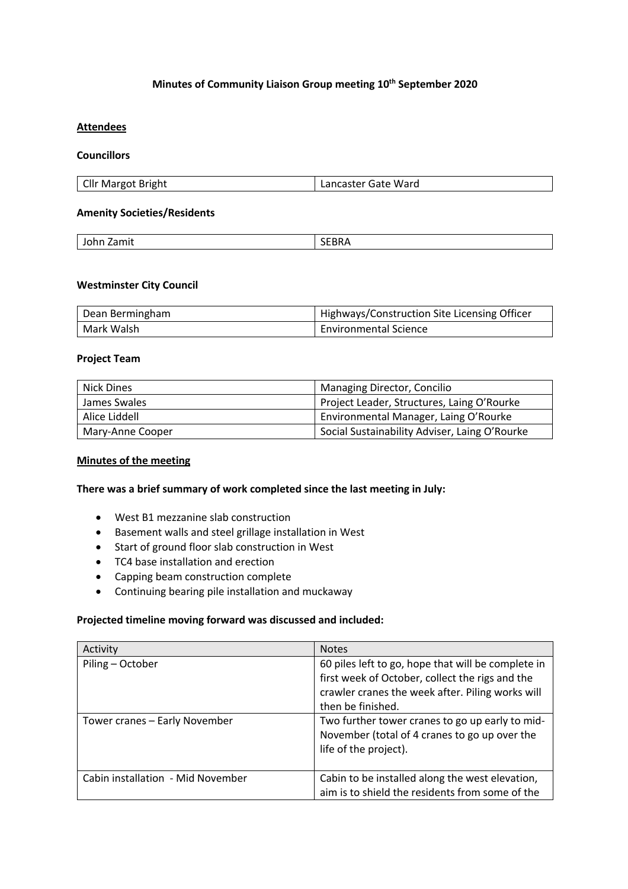# Minutes of Community Liaison Group meeting 10th September 2020

## Attendees

### Councillors

| | |
|---|---|
| Cllr Margot Bright | Lancaster Gate Ward |

### Amenity Societies/Residents

| | |
|---|---|
| John Zamit | SEBRA |

### Westminster City Council

| | |
|---|---|
| Dean Bermingham | Highways/Construction Site Licensing Officer |
| Mark Walsh | Environmental Science |

### Project Team

| | |
|---|---|
| Nick Dines | Managing Director, Concilio |
| James Swales | Project Leader, Structures, Laing O'Rourke |
| Alice Liddell | Environmental Manager, Laing O'Rourke |
| Mary-Anne Cooper | Social Sustainability Adviser, Laing O'Rourke |

## Minutes of the meeting

**There was a brief summary of work completed since the last meeting in July:**

- West B1 mezzanine slab construction
- Basement walls and steel grillage installation in West
- Start of ground floor slab construction in West
- TC4 base installation and erection
- Capping beam construction complete
- Continuing bearing pile installation and muckaway

**Projected timeline moving forward was discussed and included:**

| Activity | Notes |
|---|---|
| Piling – October | 60 piles left to go, hope that will be complete in first week of October, collect the rigs and the crawler cranes the week after. Piling works will then be finished. |
| Tower cranes – Early November | Two further tower cranes to go up early to mid-November (total of 4 cranes to go up over the life of the project). |
| Cabin installation - Mid November | Cabin to be installed along the west elevation, aim is to shield the residents from some of the |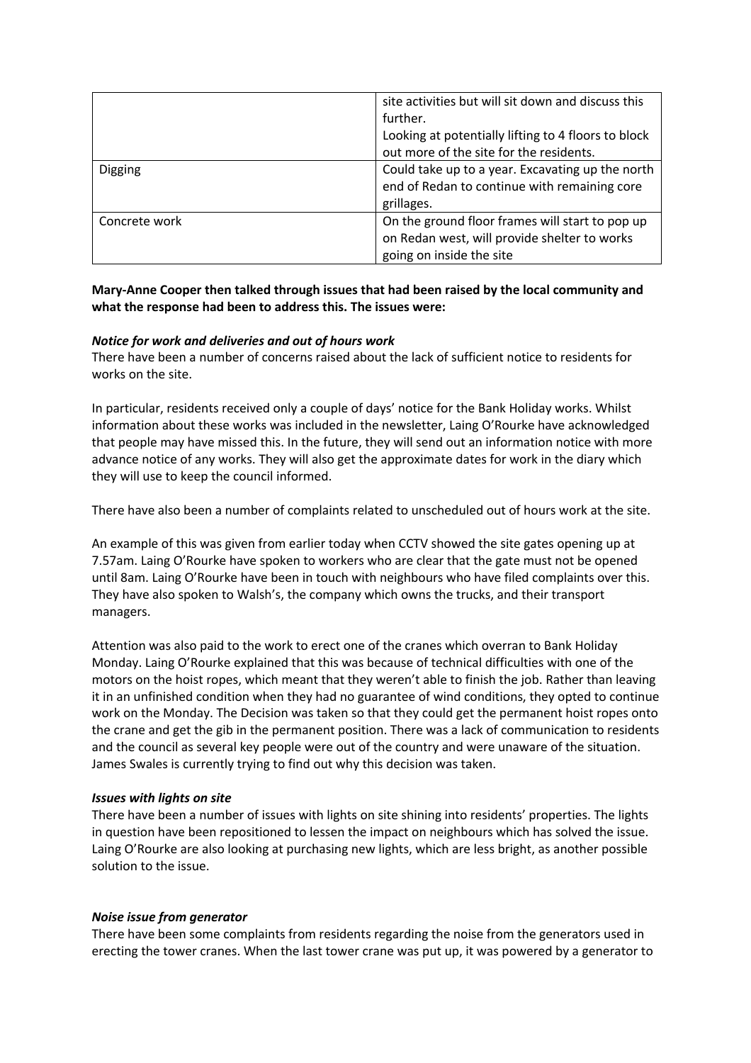|  |  |
| --- | --- |
|  | site activities but will sit down and discuss this further.<br>Looking at potentially lifting to 4 floors to block out more of the site for the residents. |
| Digging | Could take up to a year. Excavating up the north end of Redan to continue with remaining core grillages. |
| Concrete work | On the ground floor frames will start to pop up on Redan west, will provide shelter to works going on inside the site |

**Mary-Anne Cooper then talked through issues that had been raised by the local community and what the response had been to address this. The issues were:**

***Notice for work and deliveries and out of hours work***

There have been a number of concerns raised about the lack of sufficient notice to residents for works on the site.

In particular, residents received only a couple of days' notice for the Bank Holiday works. Whilst information about these works was included in the newsletter, Laing O'Rourke have acknowledged that people may have missed this. In the future, they will send out an information notice with more advance notice of any works. They will also get the approximate dates for work in the diary which they will use to keep the council informed.

There have also been a number of complaints related to unscheduled out of hours work at the site.

An example of this was given from earlier today when CCTV showed the site gates opening up at 7.57am. Laing O'Rourke have spoken to workers who are clear that the gate must not be opened until 8am. Laing O'Rourke have been in touch with neighbours who have filed complaints over this. They have also spoken to Walsh's, the company which owns the trucks, and their transport managers.

Attention was also paid to the work to erect one of the cranes which overran to Bank Holiday Monday. Laing O'Rourke explained that this was because of technical difficulties with one of the motors on the hoist ropes, which meant that they weren't able to finish the job. Rather than leaving it in an unfinished condition when they had no guarantee of wind conditions, they opted to continue work on the Monday. The Decision was taken so that they could get the permanent hoist ropes onto the crane and get the gib in the permanent position. There was a lack of communication to residents and the council as several key people were out of the country and were unaware of the situation. James Swales is currently trying to find out why this decision was taken.

***Issues with lights on site***

There have been a number of issues with lights on site shining into residents' properties. The lights in question have been repositioned to lessen the impact on neighbours which has solved the issue. Laing O'Rourke are also looking at purchasing new lights, which are less bright, as another possible solution to the issue.

***Noise issue from generator***

There have been some complaints from residents regarding the noise from the generators used in erecting the tower cranes. When the last tower crane was put up, it was powered by a generator to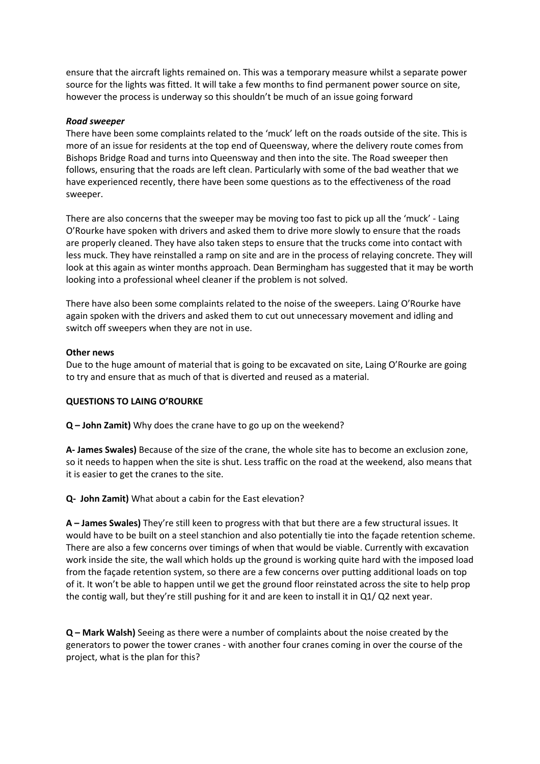ensure that the aircraft lights remained on. This was a temporary measure whilst a separate power source for the lights was fitted. It will take a few months to find permanent power source on site, however the process is underway so this shouldn't be much of an issue going forward

***Road sweeper***

There have been some complaints related to the 'muck' left on the roads outside of the site. This is more of an issue for residents at the top end of Queensway, where the delivery route comes from Bishops Bridge Road and turns into Queensway and then into the site. The Road sweeper then follows, ensuring that the roads are left clean. Particularly with some of the bad weather that we have experienced recently, there have been some questions as to the effectiveness of the road sweeper.

There are also concerns that the sweeper may be moving too fast to pick up all the 'muck' - Laing O'Rourke have spoken with drivers and asked them to drive more slowly to ensure that the roads are properly cleaned. They have also taken steps to ensure that the trucks come into contact with less muck. They have reinstalled a ramp on site and are in the process of relaying concrete. They will look at this again as winter months approach. Dean Bermingham has suggested that it may be worth looking into a professional wheel cleaner if the problem is not solved.

There have also been some complaints related to the noise of the sweepers. Laing O'Rurke have again spoken with the drivers and asked them to cut out unnecessary movement and idling and switch off sweepers when they are not in use.

**Other news**

Due to the huge amount of material that is going to be excavated on site, Laing O'Rourke are going to try and ensure that as much of that is diverted and reused as a material.

**QUESTIONS TO LAING O'ROURKE**

**Q – John Zamit)** Why does the crane have to go up on the weekend?

**A- James Swales)** Because of the size of the crane, the whole site has to become an exclusion zone, so it needs to happen when the site is shut. Less traffic on the road at the weekend, also means that it is easier to get the cranes to the site.

**Q- John Zamit)** What about a cabin for the East elevation?

**A – James Swales)** They're still keen to progress with that but there are a few structural issues. It would have to be built on a steel stanchion and also potentially tie into the façade retention scheme. There are also a few concerns over timings of when that would be viable. Currently with excavation work inside the site, the wall which holds up the ground is working quite hard with the imposed load from the façade retention system, so there are a few concerns over putting additional loads on top of it. It won't be able to happen until we get the ground floor reinstated across the site to help prop the contig wall, but they're still pushing for it and are keen to install it in Q1/ Q2 next year.

**Q – Mark Walsh)** Seeing as there were a number of complaints about the noise created by the generators to power the tower cranes - with another four cranes coming in over the course of the project, what is the plan for this?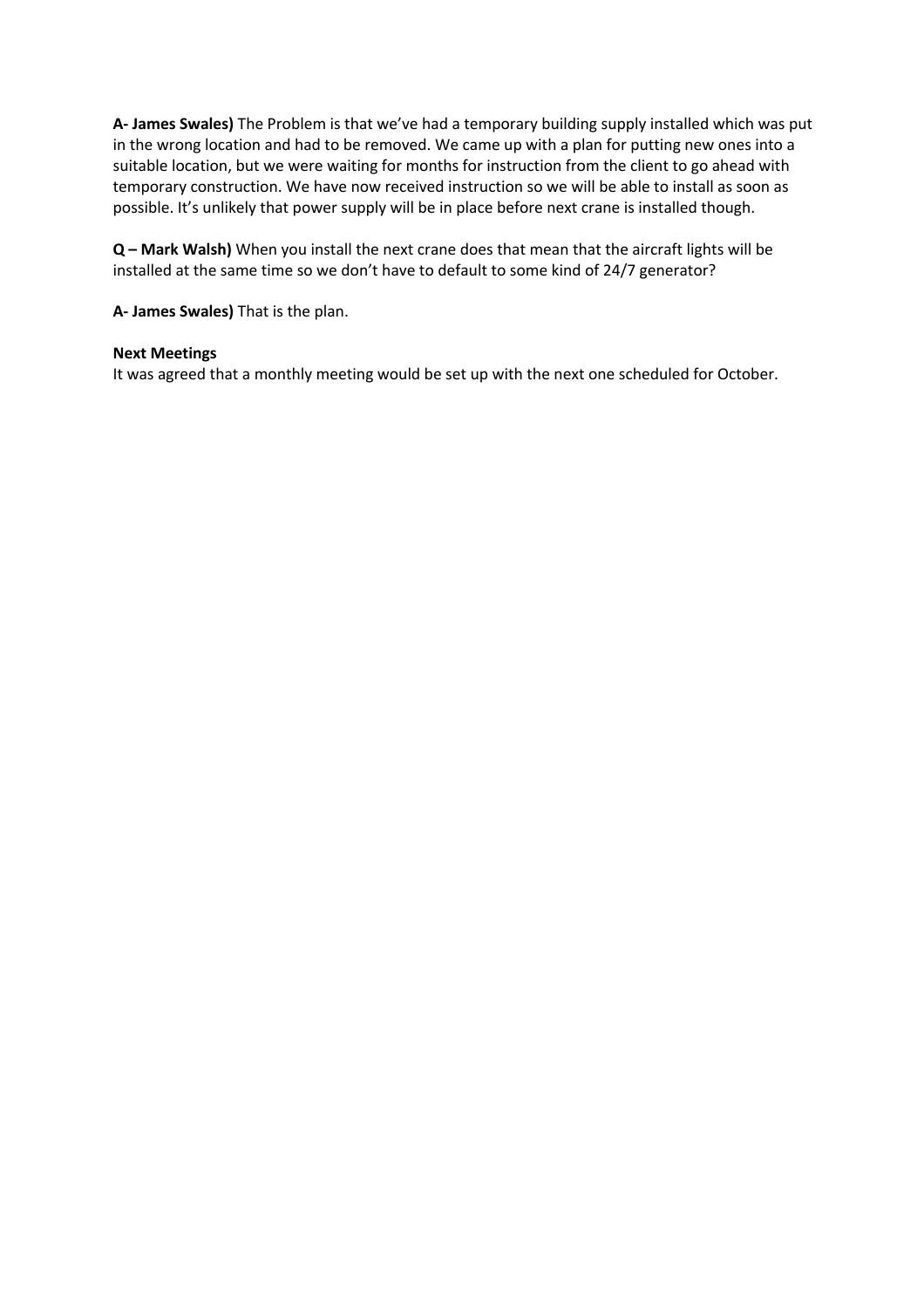**A- James Swales)** The Problem is that we've had a temporary building supply installed which was put in the wrong location and had to be removed. We came up with a plan for putting new ones into a suitable location, but we were waiting for months for instruction from the client to go ahead with temporary construction. We have now received instruction so we will be able to install as soon as possible. It's unlikely that power supply will be in place before next crane is installed though.

**Q – Mark Walsh)** When you install the next crane does that mean that the aircraft lights will be installed at the same time so we don't have to default to some kind of 24/7 generator?

**A- James Swales)** That is the plan.

**Next Meetings**

It was agreed that a monthly meeting would be set up with the next one scheduled for October.